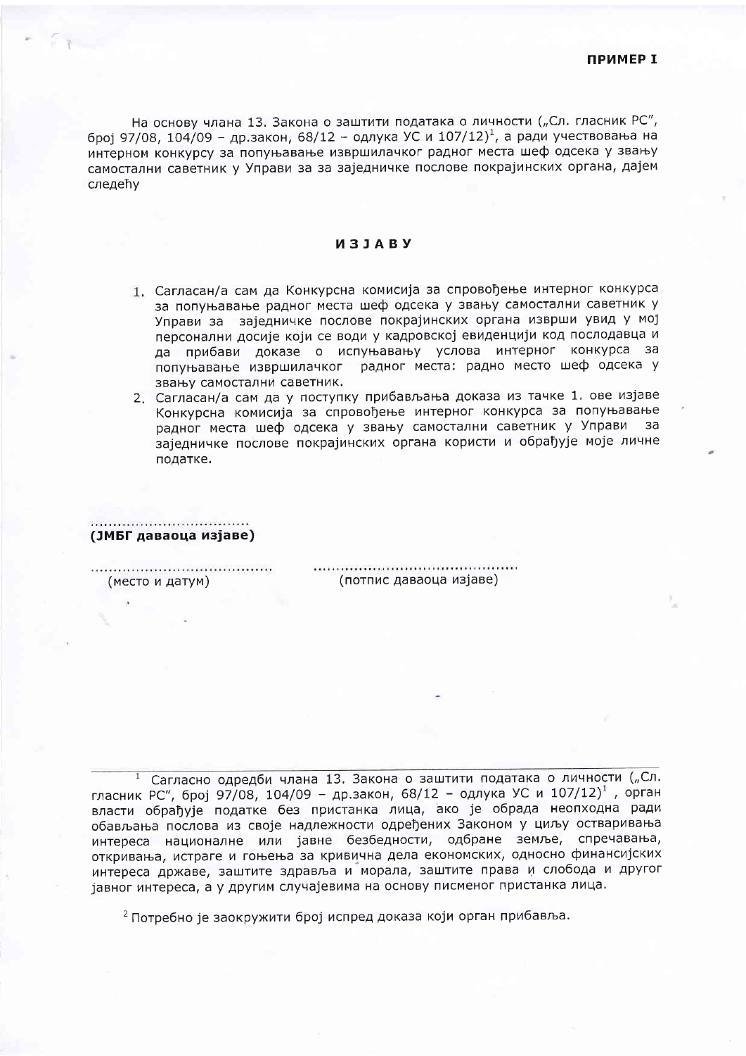**ПРИМЕР I**

На основу члана 13. Закона о заштити података о личности („Сл. гласник РС", број 97/08, 104/09 – др.закон, 68/12 – одлука УС и 107/12)[1], а ради учествовања на интерном конкурсу за попуњавање извршилачког радног места шеф одсека у звању самостални саветник у Управи за за заједничке послове покрајинских органа, дајем следећу

## ИЗЈАВУ

1. Сагласан/а сам да Конкурсна комисија за спровођење интерног конкурса за попуњавање радног места шеф одсека у звању самостални саветник у Управи за заједничке послове покрајинских органа изврши увид у мој персонални досије који се води у кадровској евиденцији код послодавца и да прибави доказе о испуњавању услова интерног конкурса за попуњавање извршилачког радног места: радно место шеф одсека у звању самостални саветник.
2. Сагласан/а сам да у поступку прибављања доказа из тачке 1. ове изјаве Конкурсна комисија за спровођење интерног конкурса за попуњавање радног места шеф одсека у звању самостални саветник у Управи за заједничке послове покрајинских органа користи и обрађује моје личне податке.

..................................
**(ЈМБГ даваоца изјаве)**

.......................................... (место и датум)

............................................ (потпис даваоца изјаве)

---

[1] Сагласно одредби члана 13. Закона о заштити података о личности („Сл. гласник РС", број 97/08, 104/09 – др.закон, 68/12 – одлука УС и 107/12)[1], орган власти обрађује податке без пристанка лица, ако је обрада неопходна ради обављања послова из своје надлежности одређених Законом у циљу остваривања интереса националне или јавне безбедности, одбране земље, спречавања, откривања, истраге и гоњења за кривична дела економских, односно финансијских интереса државе, заштите здравља и морала, заштите права и слобода и другог јавног интереса, а у другим случајевима на основу писменог пристанка лица.

[2] Потребно је заокружити број испред доказа који орган прибавља.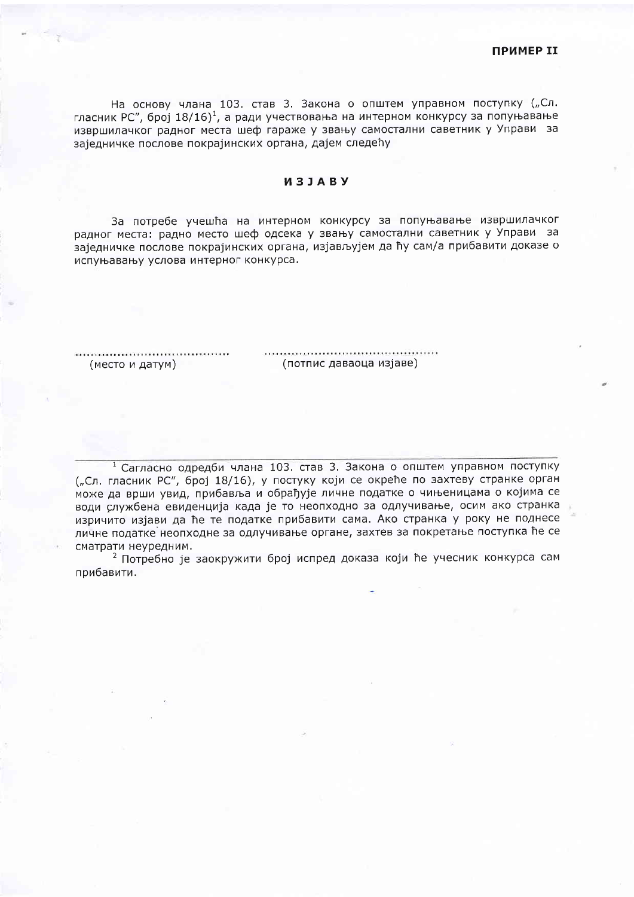**ПРИМЕР II**

На основу члана 103. став 3. Закона о општем управном поступку („Сл. гласник РС", број 18/16)[1], а ради учествовања на интерном конкурсу за попуњавање извршилачког радног места шеф гараже у звању самостални саветник у Управи за заједничке послове покрајинских органа, дајем следећу

## И З Ј А В У

За потребе учешћа на интерном конкурсу за попуњавање извршилачког радног места: радно место шеф одсека у звању самостални саветник у Управи за заједничке послове покрајинских органа, изјављујем да ћу сам/а прибавити доказе о испуњавању услова интерног конкурса.

| | |
|---|---|
| ...................................... | ............................................ |
| (место и датум) | (потпис даваоца изјаве) |

---

[1] Сагласно одредби члана 103. став 3. Закона о општем управном поступку („Сл. гласник РС", број 18/16), у постуку који се окреће по захтеву странке орган може да врши увид, прибавља и обрађује личне податке о чињеницама о којима се води службена евиденција када је то неопходно за одлучивање, осим ако странка изричито изјави да ће те податке прибавити сама. Ако странка у року не поднесе личне податке неопходне за одлучивање органе, захтев за покретање поступка ће се сматрати неуредним.

[2] Потребно је заокружити број испред доказа који ће учесник конкурса сам прибавити.